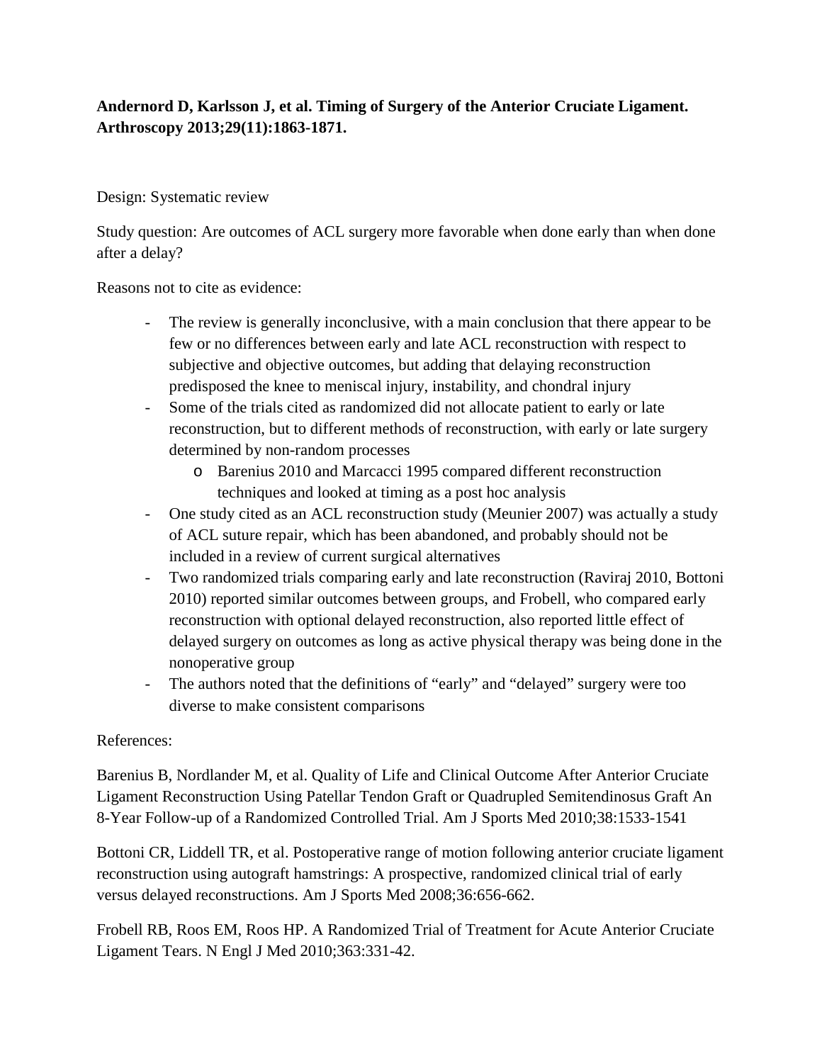**Andernord D, Karlsson J, et al. Timing of Surgery of the Anterior Cruciate Ligament. Arthroscopy 2013;29(11):1863-1871.**

Design: Systematic review

Study question: Are outcomes of ACL surgery more favorable when done early than when done after a delay?

Reasons not to cite as evidence:

- The review is generally inconclusive, with a main conclusion that there appear to be few or no differences between early and late ACL reconstruction with respect to subjective and objective outcomes, but adding that delaying reconstruction predisposed the knee to meniscal injury, instability, and chondral injury
- Some of the trials cited as randomized did not allocate patient to early or late reconstruction, but to different methods of reconstruction, with early or late surgery determined by non-random processes
    - Barenius 2010 and Marcacci 1995 compared different reconstruction techniques and looked at timing as a post hoc analysis
- One study cited as an ACL reconstruction study (Meunier 2007) was actually a study of ACL suture repair, which has been abandoned, and probably should not be included in a review of current surgical alternatives
- Two randomized trials comparing early and late reconstruction (Raviraj 2010, Bottoni 2010) reported similar outcomes between groups, and Frobell, who compared early reconstruction with optional delayed reconstruction, also reported little effect of delayed surgery on outcomes as long as active physical therapy was being done in the nonoperative group
- The authors noted that the definitions of "early" and "delayed" surgery were too diverse to make consistent comparisons

References:

Barenius B, Nordlander M, et al. Quality of Life and Clinical Outcome After Anterior Cruciate Ligament Reconstruction Using Patellar Tendon Graft or Quadrupled Semitendinosus Graft An 8-Year Follow-up of a Randomized Controlled Trial. Am J Sports Med 2010;38:1533-1541

Bottoni CR, Liddell TR, et al. Postoperative range of motion following anterior cruciate ligament reconstruction using autograft hamstrings: A prospective, randomized clinical trial of early versus delayed reconstructions. Am J Sports Med 2008;36:656-662.

Frobell RB, Roos EM, Roos HP. A Randomized Trial of Treatment for Acute Anterior Cruciate Ligament Tears. N Engl J Med 2010;363:331-42.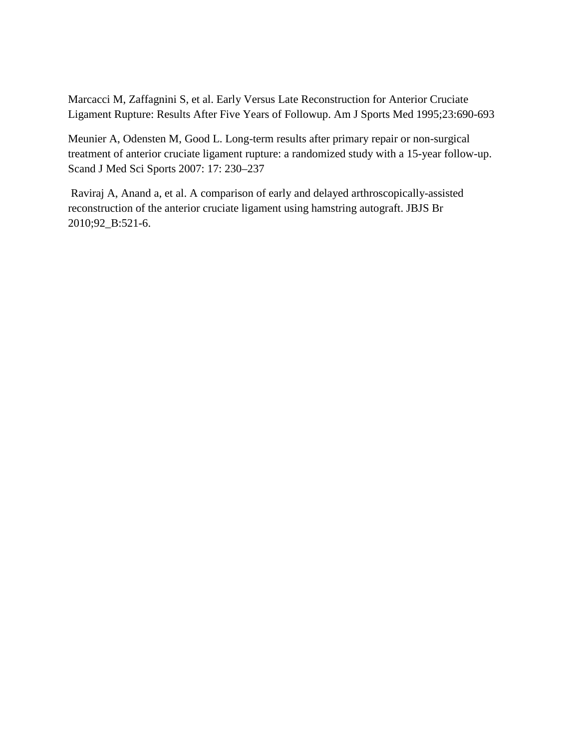Marcacci M, Zaffagnini S, et al. Early Versus Late Reconstruction for Anterior Cruciate Ligament Rupture: Results After Five Years of Followup. Am J Sports Med 1995;23:690-693

Meunier A, Odensten M, Good L. Long-term results after primary repair or non-surgical treatment of anterior cruciate ligament rupture: a randomized study with a 15-year follow-up. Scand J Med Sci Sports 2007: 17: 230–237

Raviraj A, Anand a, et al. A comparison of early and delayed arthroscopically-assisted reconstruction of the anterior cruciate ligament using hamstring autograft. JBJS Br 2010;92_B:521-6.